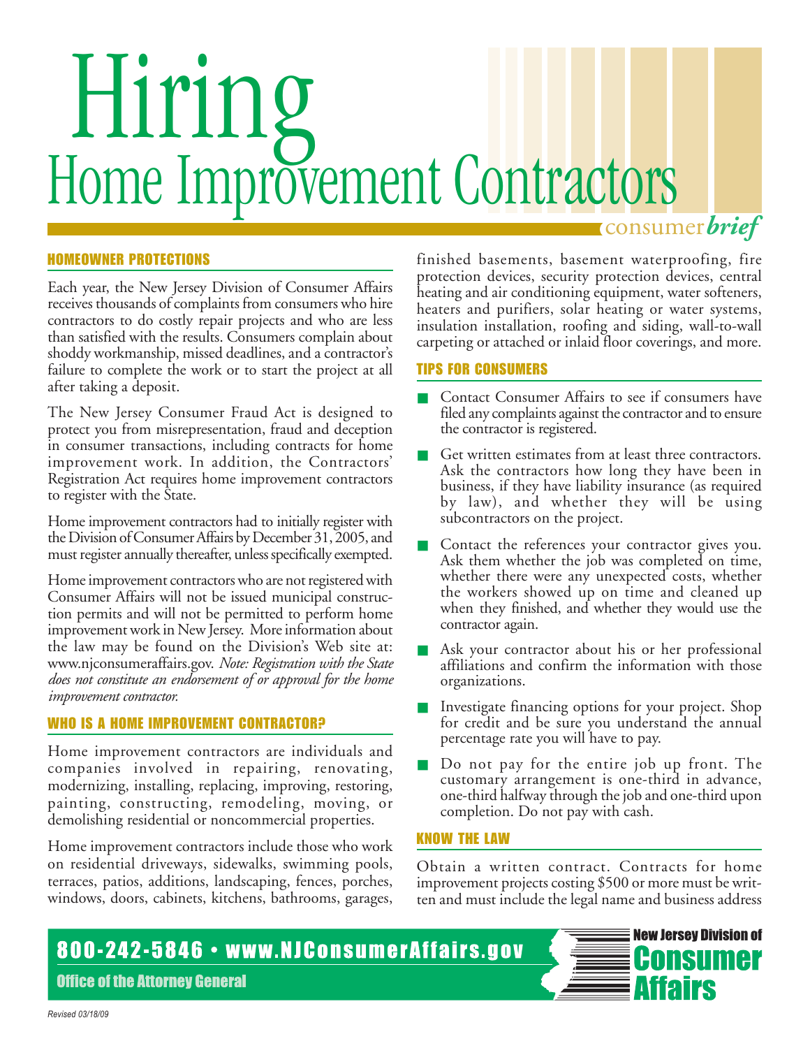# Hiring Home Improvement Contractors

consumer *brief*

## HOMEOWNER PROTECTIONS

Each year, the New Jersey Division of Consumer Affairs receives thousands of complaints from consumers who hire contractors to do costly repair projects and who are less than satisfied with the results. Consumers complain about shoddy workmanship, missed deadlines, and a contractor's failure to complete the work or to start the project at all after taking a deposit.

The New Jersey Consumer Fraud Act is designed to protect you from misrepresentation, fraud and deception in consumer transactions, including contracts for home improvement work. In addition, the Contractors' Registration Act requires home improvement contractors to register with the State.

Home improvement contractors had to initially register with the Division of Consumer Affairs by December 31, 2005, and must register annually thereafter, unless specifically exempted.

Home improvement contractors who are not registered with Consumer Affairs will not be issued municipal construction permits and will not be permitted to perform home improvement work in New Jersey. More information about the law may be found on the Division's Web site at: www.njconsumeraffairs.gov. *Note: Registration with the State does not constitute an endorsement of or approval for the home improvement contractor.*

## WHO IS A HOME IMPROVEMENT CONTRACTOR?

Home improvement contractors are individuals and companies involved in repairing, renovating, modernizing, installing, replacing, improving, restoring, painting, constructing, remodeling, moving, or demolishing residential or noncommercial properties.

Home improvement contractors include those who work on residential driveways, sidewalks, swimming pools, terraces, patios, additions, landscaping, fences, porches, windows, doors, cabinets, kitchens, bathrooms, garages, finished basements, basement waterproofing, fire protection devices, security protection devices, central heating and air conditioning equipment, water softeners, heaters and purifiers, solar heating or water systems, insulation installation, roofing and siding, wall-to-wall carpeting or attached or inlaid floor coverings, and more.

## TIPS FOR CONSUMERS

- Contact Consumer Affairs to see if consumers have filed any complaints against the contractor and to ensure the contractor is registered.
- Get written estimates from at least three contractors. Ask the contractors how long they have been in business, if they have liability insurance (as required by law), and whether they will be using subcontractors on the project.
- Contact the references your contractor gives you. Ask them whether the job was completed on time, whether there were any unexpected costs, whether the workers showed up on time and cleaned up when they finished, and whether they would use the contractor again.
- Ask your contractor about his or her professional affiliations and confirm the information with those organizations.
- Investigate financing options for your project. Shop for credit and be sure you understand the annual percentage rate you will have to pay.
- Do not pay for the entire job up front. The customary arrangement is one-third in advance, one-third halfway through the job and one-third upon completion. Do not pay with cash.

## KNOW THE LAW

Obtain a written contract. Contracts for home improvement projects costing $500 or more must be written and must include the legal name and business address

800-242-5846 • www.NJConsumerAffairs.gov

Office of the Attorney General

New Jersey Division of Consumer Affairs

Revised 03/18/09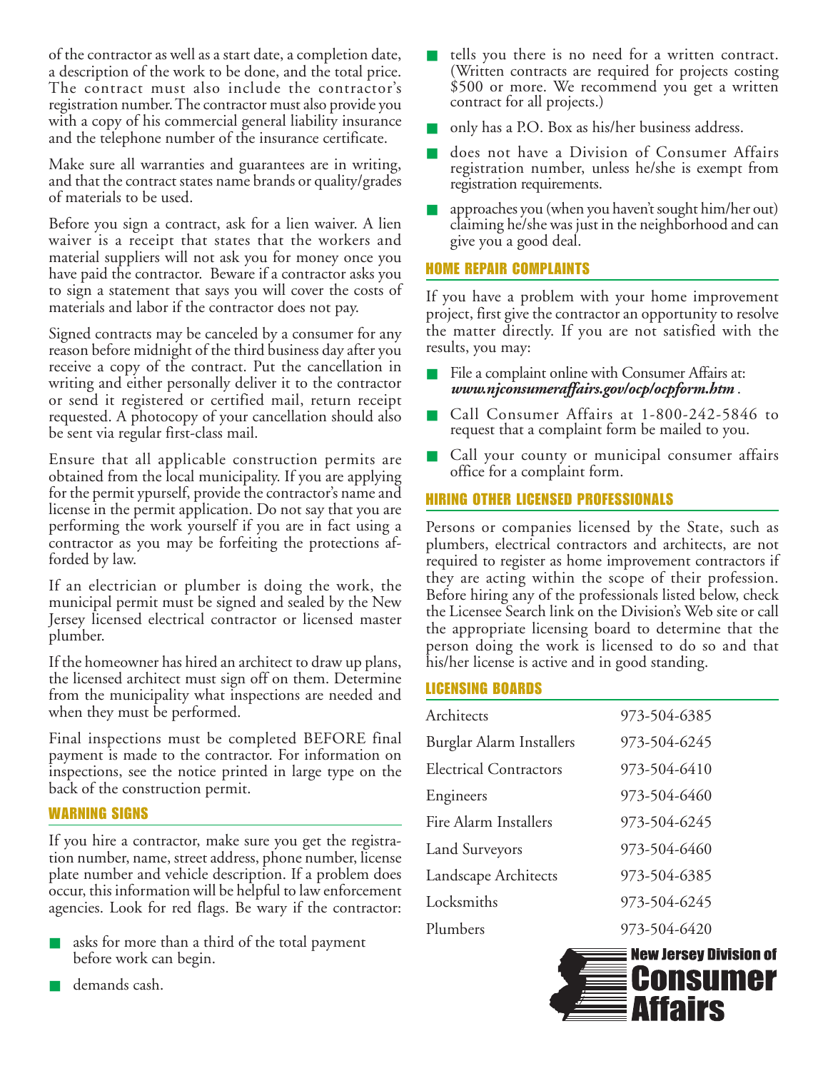of the contractor as well as a start date, a completion date, a description of the work to be done, and the total price. The contract must also include the contractor's registration number. The contractor must also provide you with a copy of his commercial general liability insurance and the telephone number of the insurance certificate.

Make sure all warranties and guarantees are in writing, and that the contract states name brands or quality/grades of materials to be used.

Before you sign a contract, ask for a lien waiver. A lien waiver is a receipt that states that the workers and material suppliers will not ask you for money once you have paid the contractor. Beware if a contractor asks you to sign a statement that says you will cover the costs of materials and labor if the contractor does not pay.

Signed contracts may be canceled by a consumer for any reason before midnight of the third business day after you receive a copy of the contract. Put the cancellation in writing and either personally deliver it to the contractor or send it registered or certified mail, return receipt requested. A photocopy of your cancellation should also be sent via regular first-class mail.

Ensure that all applicable construction permits are obtained from the local municipality. If you are applying for the permit ypurself, provide the contractor's name and license in the permit application. Do not say that you are performing the work yourself if you are in fact using a contractor as you may be forfeiting the protections afforded by law.

If an electrician or plumber is doing the work, the municipal permit must be signed and sealed by the New Jersey licensed electrical contractor or licensed master plumber.

If the homeowner has hired an architect to draw up plans, the licensed architect must sign off on them. Determine from the municipality what inspections are needed and when they must be performed.

Final inspections must be completed BEFORE final payment is made to the contractor. For information on inspections, see the notice printed in large type on the back of the construction permit.

## WARNING SIGNS

If you hire a contractor, make sure you get the registration number, name, street address, phone number, license plate number and vehicle description. If a problem does occur, this information will be helpful to law enforcement agencies. Look for red flags. Be wary if the contractor:

- asks for more than a third of the total payment before work can begin.
- demands cash.
- tells you there is no need for a written contract. (Written contracts are required for projects costing $500 or more. We recommend you get a written contract for all projects.)
- only has a P.O. Box as his/her business address.
- does not have a Division of Consumer Affairs registration number, unless he/she is exempt from registration requirements.
- approaches you (when you haven't sought him/her out) claiming he/she was just in the neighborhood and can give you a good deal.

## HOME REPAIR COMPLAINTS

If you have a problem with your home improvement project, first give the contractor an opportunity to resolve the matter directly. If you are not satisfied with the results, you may:

- File a complaint online with Consumer Affairs at: ***www.njconsumeraffairs.gov/ocp/ocpform.htm*** .
- Call Consumer Affairs at 1-800-242-5846 to request that a complaint form be mailed to you.
- Call your county or municipal consumer affairs office for a complaint form.

## HIRING OTHER LICENSED PROFESSIONALS

Persons or companies licensed by the State, such as plumbers, electrical contractors and architects, are not required to register as home improvement contractors if they are acting within the scope of their profession. Before hiring any of the professionals listed below, check the Licensee Search link on the Division's Web site or call the appropriate licensing board to determine that the person doing the work is licensed to do so and that his/her license is active and in good standing.

## LICENSING BOARDS

| | |
|---|---|
| Architects | 973-504-6385 |
| Burglar Alarm Installers | 973-504-6245 |
| Electrical Contractors | 973-504-6410 |
| Engineers | 973-504-6460 |
| Fire Alarm Installers | 973-504-6245 |
| Land Surveyors | 973-504-6460 |
| Landscape Architects | 973-504-6385 |
| Locksmiths | 973-504-6245 |
| Plumbers | 973-504-6420 |

New Jersey Division of Consumer Affairs